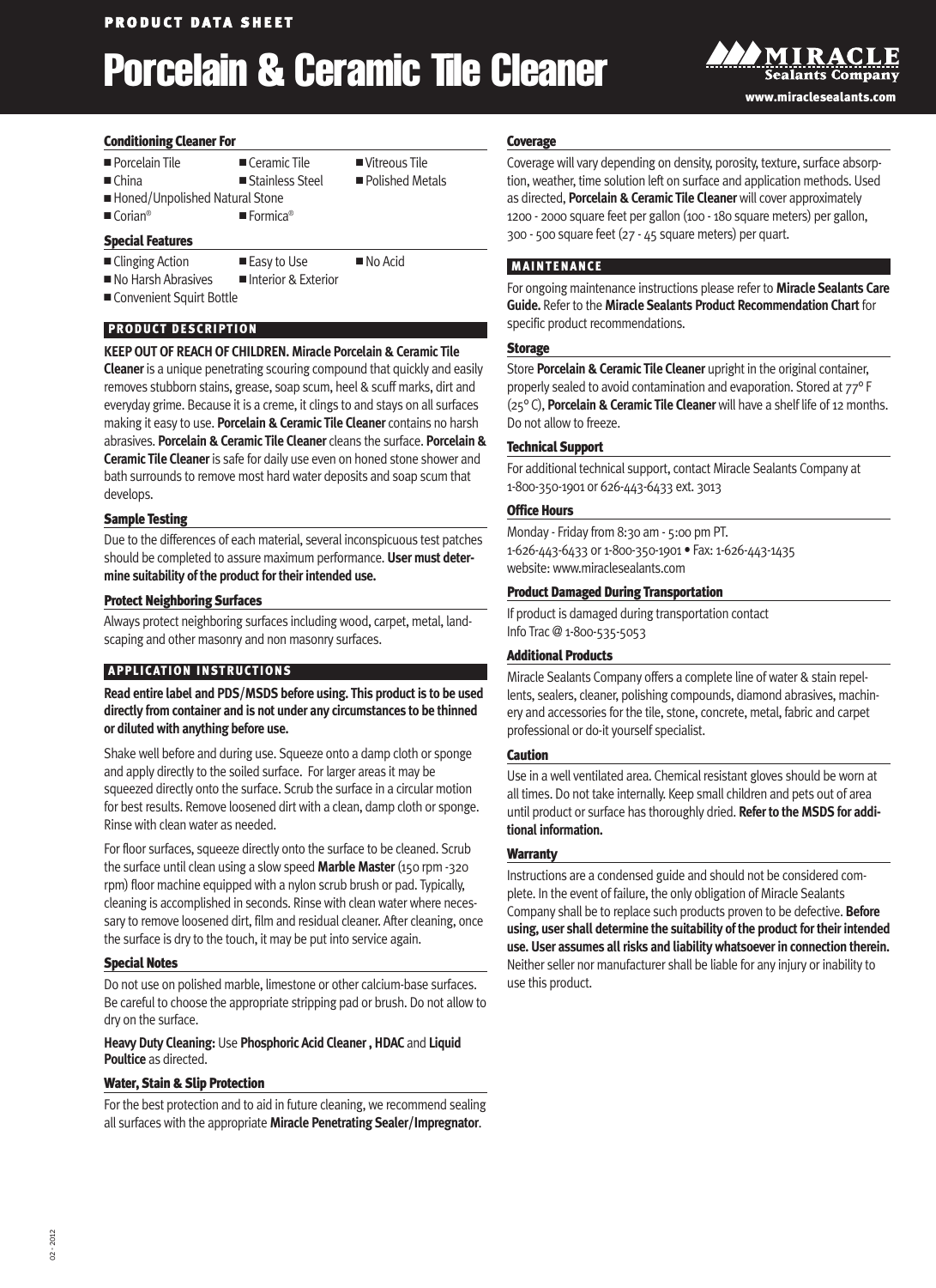PRODUCT DATA SHEET

# Porcelain & Ceramic Tile Cleaner

MIRACLE Sealants Company
www.miraclesealants.com

## Conditioning Cleaner For

- Porcelain Tile
- Ceramic Tile
- Vitreous Tile
- China
- Stainless Steel
- Polished Metals
- Honed/Unpolished Natural Stone
- Corian®
- Formica®

## Special Features

- Clinging Action
- Easy to Use
- No Acid
- No Harsh Abrasives
- Interior & Exterior
- Convenient Squirt Bottle

## PRODUCT DESCRIPTION

**KEEP OUT OF REACH OF CHILDREN. Miracle Porcelain & Ceramic Tile Cleaner** is a unique penetrating scouring compound that quickly and easily removes stubborn stains, grease, soap scum, heel & scuff marks, dirt and everyday grime. Because it is a creme, it clings to and stays on all surfaces making it easy to use. **Porcelain & Ceramic Tile Cleaner** contains no harsh abrasives. **Porcelain & Ceramic Tile Cleaner** cleans the surface. **Porcelain & Ceramic Tile Cleaner** is safe for daily use even on honed stone shower and bath surrounds to remove most hard water deposits and soap scum that develops.

### Sample Testing

Due to the differences of each material, several inconspicuous test patches should be completed to assure maximum performance. **User must determine suitability of the product for their intended use.**

### Protect Neighboring Surfaces

Always protect neighboring surfaces including wood, carpet, metal, landscaping and other masonry and non masonry surfaces.

## APPLICATION INSTRUCTIONS

**Read entire label and PDS/MSDS before using. This product is to be used directly from container and is not under any circumstances to be thinned or diluted with anything before use.**

Shake well before and during use. Squeeze onto a damp cloth or sponge and apply directly to the soiled surface. For larger areas it may be squeezed directly onto the surface. Scrub the surface in a circular motion for best results. Remove loosened dirt with a clean, damp cloth or sponge. Rinse with clean water as needed.

For floor surfaces, squeeze directly onto the surface to be cleaned. Scrub the surface until clean using a slow speed **Marble Master** (150 rpm -320 rpm) floor machine equipped with a nylon scrub brush or pad. Typically, cleaning is accomplished in seconds. Rinse with clean water where necessary to remove loosened dirt, film and residual cleaner. After cleaning, once the surface is dry to the touch, it may be put into service again.

### Special Notes

Do not use on polished marble, limestone or other calcium-base surfaces. Be careful to choose the appropriate stripping pad or brush. Do not allow to dry on the surface.

**Heavy Duty Cleaning:** Use **Phosphoric Acid Cleaner , HDAC** and **Liquid Poultice** as directed.

### Water, Stain & Slip Protection

For the best protection and to aid in future cleaning, we recommend sealing all surfaces with the appropriate **Miracle Penetrating Sealer/Impregnator**.

### Coverage

Coverage will vary depending on density, porosity, texture, surface absorption, weather, time solution left on surface and application methods. Used as directed, **Porcelain & Ceramic Tile Cleaner** will cover approximately 1200 - 2000 square feet per gallon (100 - 180 square meters) per gallon, 300 - 500 square feet (27 - 45 square meters) per quart.

## MAINTENANCE

For ongoing maintenance instructions please refer to **Miracle Sealants Care Guide.** Refer to the **Miracle Sealants Product Recommendation Chart** for specific product recommendations.

### Storage

Store **Porcelain & Ceramic Tile Cleaner** upright in the original container, properly sealed to avoid contamination and evaporation. Stored at 77° F (25° C), **Porcelain & Ceramic Tile Cleaner** will have a shelf life of 12 months. Do not allow to freeze.

### Technical Support

For additional technical support, contact Miracle Sealants Company at 1-800-350-1901 or 626-443-6433 ext. 3013

### Office Hours

Monday - Friday from 8:30 am - 5:00 pm PT.
1-626-443-6433 or 1-800-350-1901 • Fax: 1-626-443-1435
website: www.miraclesealants.com

### Product Damaged During Transportation

If product is damaged during transportation contact
Info Trac @ 1-800-535-5053

### Additional Products

Miracle Sealants Company offers a complete line of water & stain repellents, sealers, cleaner, polishing compounds, diamond abrasives, machinery and accessories for the tile, stone, concrete, metal, fabric and carpet professional or do-it yourself specialist.

### Caution

Use in a well ventilated area. Chemical resistant gloves should be worn at all times. Do not take internally. Keep small children and pets out of area until product or surface has thoroughly dried. **Refer to the MSDS for additional information.**

### Warranty

Instructions are a condensed guide and should not be considered complete. In the event of failure, the only obligation of Miracle Sealants Company shall be to replace such products proven to be defective. **Before using, user shall determine the suitability of the product for their intended use. User assumes all risks and liability whatsoever in connection therein.** Neither seller nor manufacturer shall be liable for any injury or inability to use this product.

02 - 2012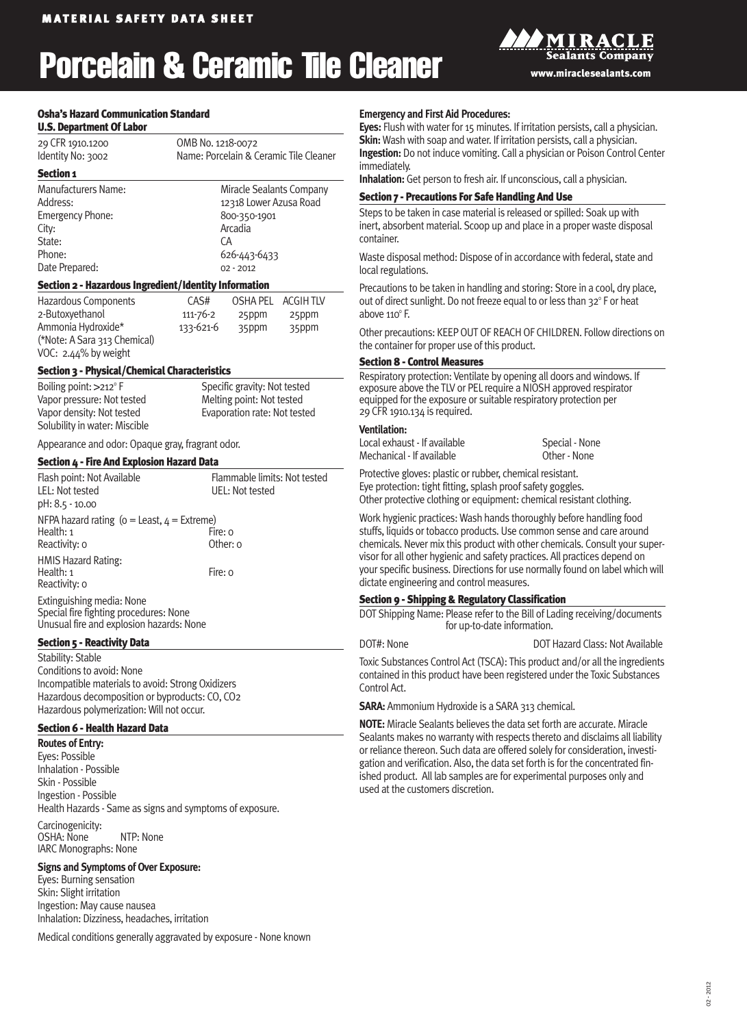MATERIAL SAFETY DATA SHEET

# Porcelain & Ceramic Tile Cleaner

MIRACLE Sealants Company
www.miraclesealants.com

### Osha's Hazard Communication Standard
### U.S. Department Of Labor

| | |
|---|---|
| 29 CFR 1910.1200 | OMB No. 1218-0072 |
| Identity No: 3002 | Name: Porcelain & Ceramic Tile Cleaner |

### Section 1

| | |
|---|---|
| Manufacturers Name: | Miracle Sealants Company |
| Address: | 12318 Lower Azusa Road |
| Emergency Phone: | 800-350-1901 |
| City: | Arcadia |
| State: | CA |
| Phone: | 626-443-6433 |
| Date Prepared: | 02 - 2012 |

### Section 2 - Hazardous Ingredient/Identity Information

| Hazardous Components | CAS# | OSHA PEL | ACGIH TLV |
|---|---|---|---|
| 2-Butoxyethanol | 111-76-2 | 25ppm | 25ppm |
| Ammonia Hydroxide* | 133-621-6 | 35ppm | 35ppm |

(*Note: A Sara 313 Chemical)
VOC: 2.44% by weight

### Section 3 - Physical/Chemical Characteristics

| | |
|---|---|
| Boiling point: >212° F | Specific gravity: Not tested |
| Vapor pressure: Not tested | Melting point: Not tested |
| Vapor density: Not tested | Evaporation rate: Not tested |
| Solubility in water: Miscible | |

Appearance and odor: Opaque gray, fragrant odor.

### Section 4 - Fire And Explosion Hazard Data

| | |
|---|---|
| Flash point: Not Available | Flammable limits: Not tested |
| LEL: Not tested | UEL: Not tested |
| pH: 8.5 - 10.00 | |

NFPA hazard rating (0 = Least, 4 = Extreme)

| | |
|---|---|
| Health: 1 | Fire: 0 |
| Reactivity: 0 | Other: 0 |

HMIS Hazard Rating:

| | |
|---|---|
| Health: 1 | Fire: 0 |
| Reactivity: 0 | |

Extinguishing media: None
Special fire fighting procedures: None
Unusual fire and explosion hazards: None

### Section 5 - Reactivity Data

Stability: Stable
Conditions to avoid: None
Incompatible materials to avoid: Strong Oxidizers
Hazardous decomposition or byproducts: CO, $CO_2$
Hazardous polymerization: Will not occur.

### Section 6 - Health Hazard Data

**Routes of Entry:**
Eyes: Possible
Inhalation - Possible
Skin - Possible
Ingestion - Possible
Health Hazards - Same as signs and symptoms of exposure.

Carcinogenicity:
OSHA: None NTP: None
IARC Monographs: None

**Signs and Symptoms of Over Exposure:**
Eyes: Burning sensation
Skin: Slight irritation
Ingestion: May cause nausea
Inhalation: Dizziness, headaches, irritation

Medical conditions generally aggravated by exposure - None known

**Emergency and First Aid Procedures:**
**Eyes:** Flush with water for 15 minutes. If irritation persists, call a physician.
**Skin:** Wash with soap and water. If irritation persists, call a physician.
**Ingestion:** Do not induce vomiting. Call a physician or Poison Control Center immediately.
**Inhalation:** Get person to fresh air. If unconscious, call a physician.

### Section 7 - Precautions For Safe Handling And Use

Steps to be taken in case material is released or spilled: Soak up with inert, absorbent material. Scoop up and place in a proper waste disposal container.

Waste disposal method: Dispose of in accordance with federal, state and local regulations.

Precautions to be taken in handling and storing: Store in a cool, dry place, out of direct sunlight. Do not freeze equal to or less than 32° F or heat above 110° F.

Other precautions: KEEP OUT OF REACH OF CHILDREN. Follow directions on the container for proper use of this product.

### Section 8 - Control Measures

Respiratory protection: Ventilate by opening all doors and windows. If exposure above the TLV or PEL require a NIOSH approved respirator equipped for the exposure or suitable respiratory protection per 29 CFR 1910.134 is required.

**Ventilation:**

| | |
|---|---|
| Local exhaust - If available | Special - None |
| Mechanical - If available | Other - None |

Protective gloves: plastic or rubber, chemical resistant.
Eye protection: tight fitting, splash proof safety goggles.
Other protective clothing or equipment: chemical resistant clothing.

Work hygienic practices: Wash hands thoroughly before handling food stuffs, liquids or tobacco products. Use common sense and care around chemicals. Never mix this product with other chemicals. Consult your supervisor for all other hygienic and safety practices. All practices depend on your specific business. Directions for use normally found on label which will dictate engineering and control measures.

### Section 9 - Shipping & Regulatory Classification

DOT Shipping Name: Please refer to the Bill of Lading receiving/documents for up-to-date information.

DOT#: None DOT Hazard Class: Not Available

Toxic Substances Control Act (TSCA): This product and/or all the ingredients contained in this product have been registered under the Toxic Substances Control Act.

**SARA:** Ammonium Hydroxide is a SARA 313 chemical.

**NOTE:** Miracle Sealants believes the data set forth are accurate. Miracle Sealants makes no warranty with respects thereto and disclaims all liability or reliance thereon. Such data are offered solely for consideration, investigation and verification. Also, the data set forth is for the concentrated finished product. All lab samples are for experimental purposes only and used at the customers discretion.